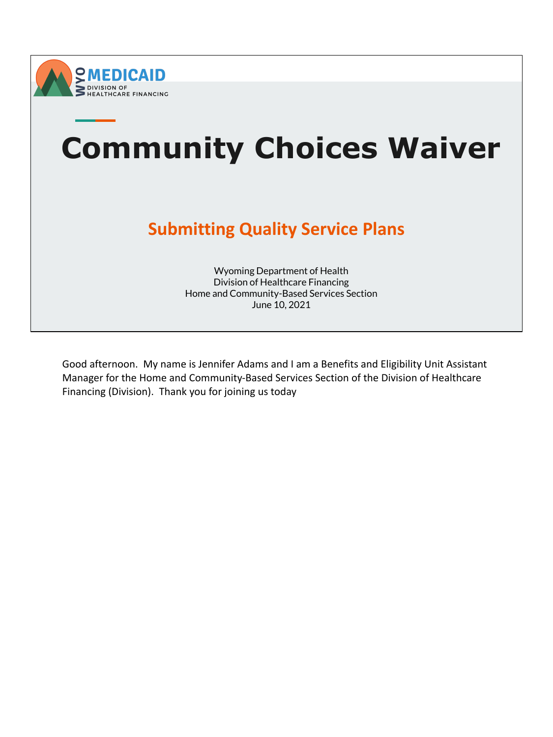WYO MEDICAID
DIVISION OF HEALTHCARE FINANCING

# Community Choices Waiver

## Submitting Quality Service Plans

Wyoming Department of Health
Division of Healthcare Financing
Home and Community-Based Services Section
June 10, 2021

Good afternoon. My name is Jennifer Adams and I am a Benefits and Eligibility Unit Assistant Manager for the Home and Community-Based Services Section of the Division of Healthcare Financing (Division). Thank you for joining us today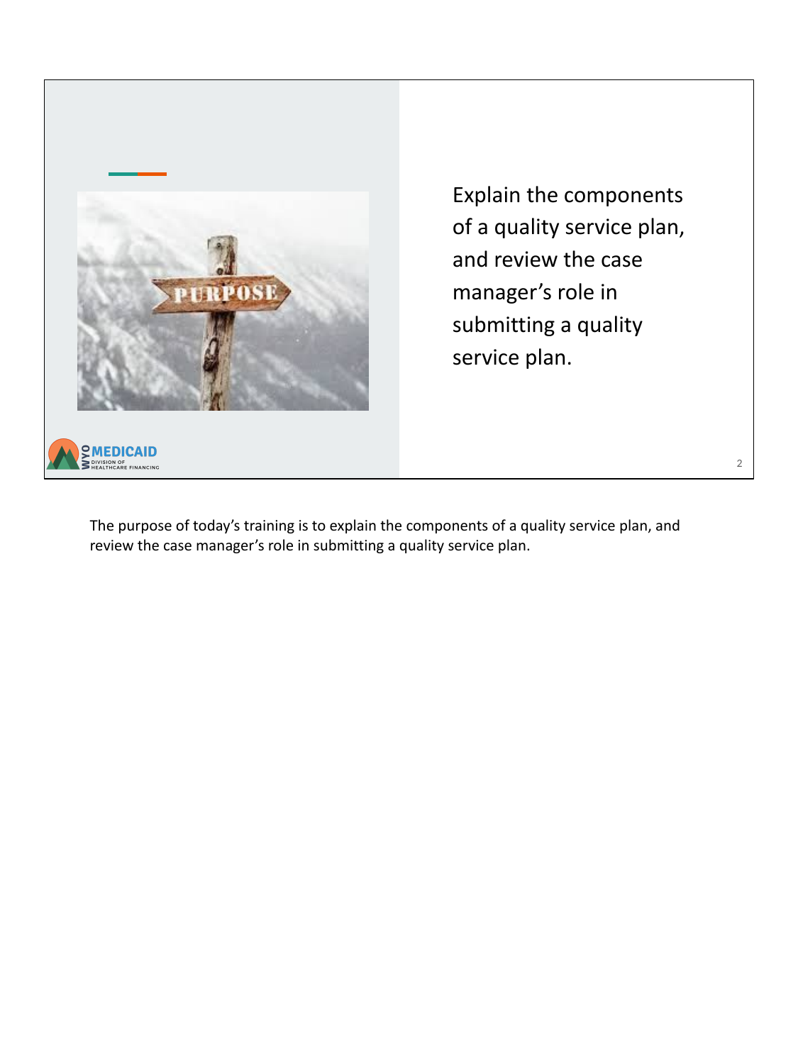Explain the components of a quality service plan, and review the case manager's role in submitting a quality service plan.

The purpose of today's training is to explain the components of a quality service plan, and review the case manager's role in submitting a quality service plan.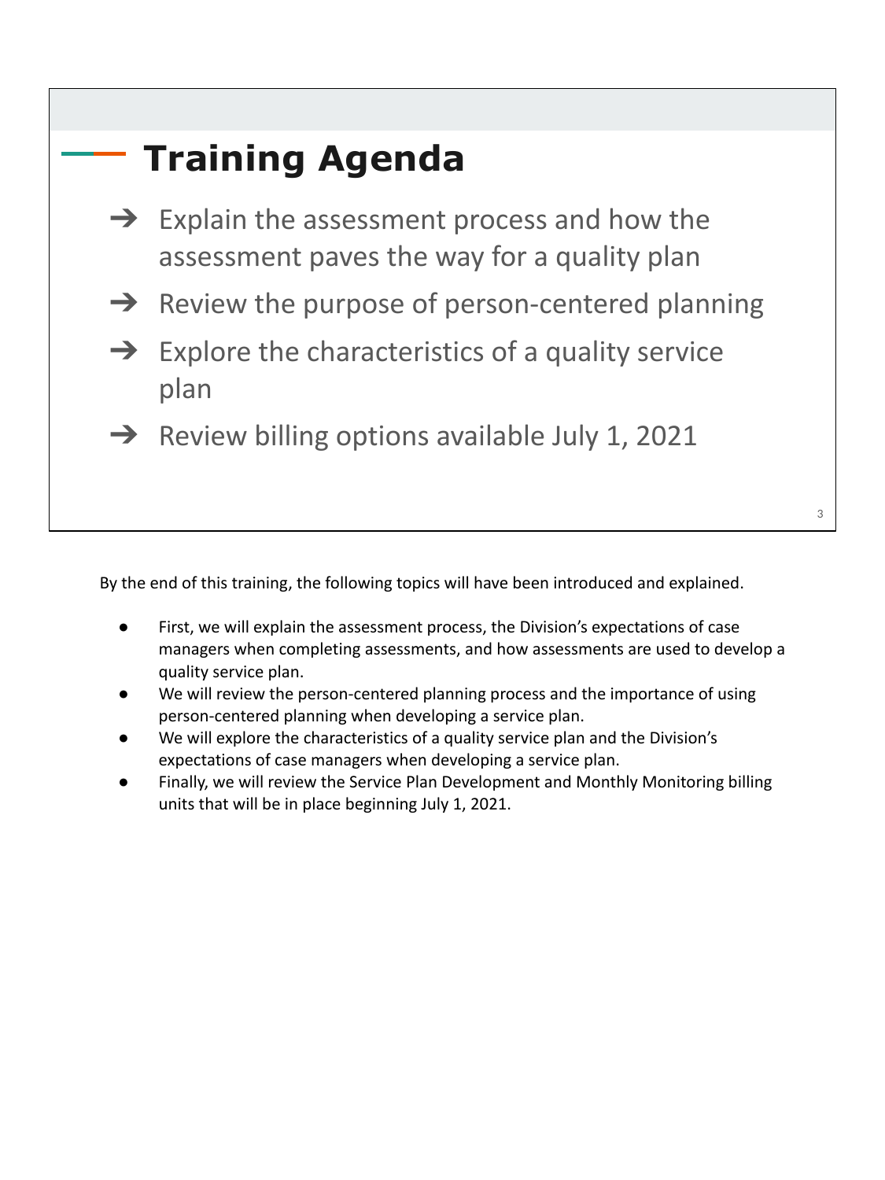## Training Agenda

- ➔ Explain the assessment process and how the assessment paves the way for a quality plan
- ➔ Review the purpose of person-centered planning
- ➔ Explore the characteristics of a quality service plan
- ➔ Review billing options available July 1, 2021

By the end of this training, the following topics will have been introduced and explained.

- First, we will explain the assessment process, the Division's expectations of case managers when completing assessments, and how assessments are used to develop a quality service plan.
- We will review the person-centered planning process and the importance of using person-centered planning when developing a service plan.
- We will explore the characteristics of a quality service plan and the Division's expectations of case managers when developing a service plan.
- Finally, we will review the Service Plan Development and Monthly Monitoring billing units that will be in place beginning July 1, 2021.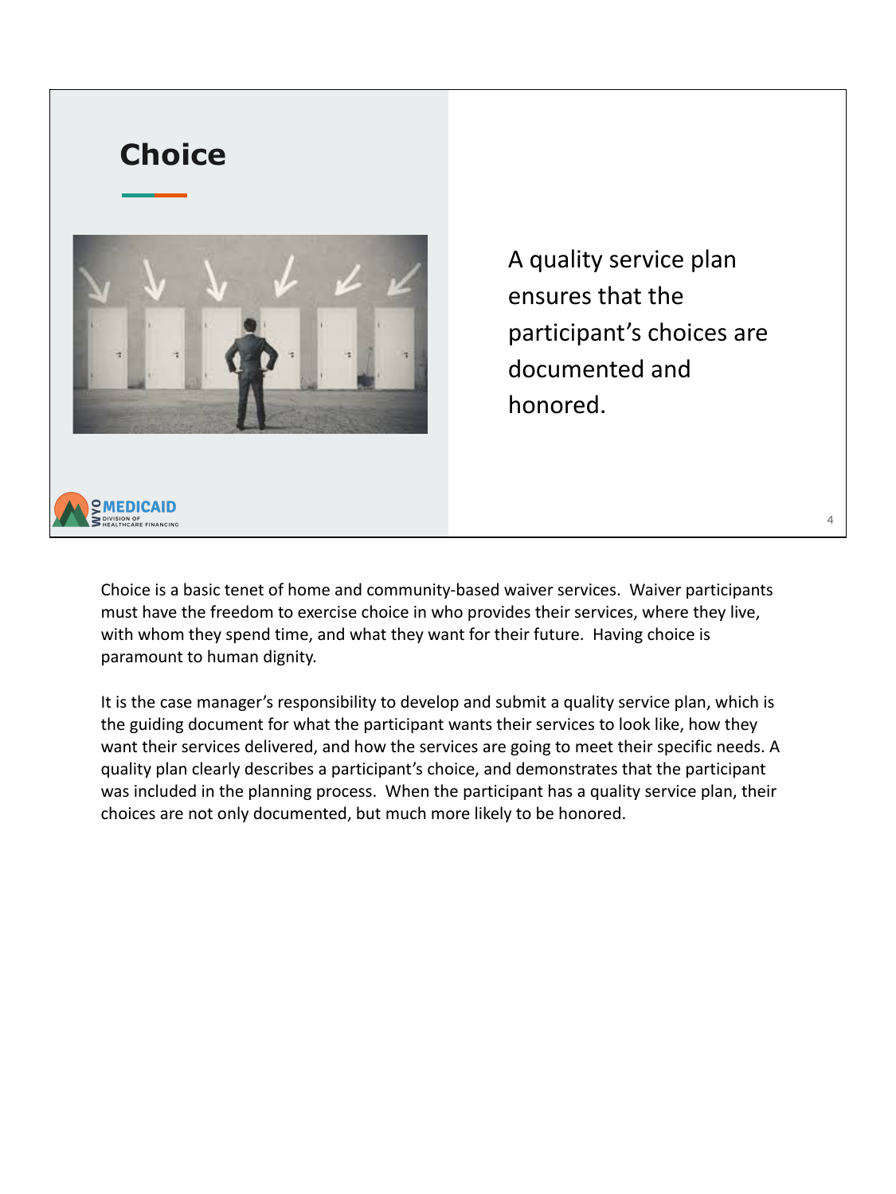# Choice

A quality service plan ensures that the participant's choices are documented and honored.

Choice is a basic tenet of home and community-based waiver services. Waiver participants must have the freedom to exercise choice in who provides their services, where they live, with whom they spend time, and what they want for their future. Having choice is paramount to human dignity.

It is the case manager's responsibility to develop and submit a quality service plan, which is the guiding document for what the participant wants their services to look like, how they want their services delivered, and how the services are going to meet their specific needs. A quality plan clearly describes a participant's choice, and demonstrates that the participant was included in the planning process. When the participant has a quality service plan, their choices are not only documented, but much more likely to be honored.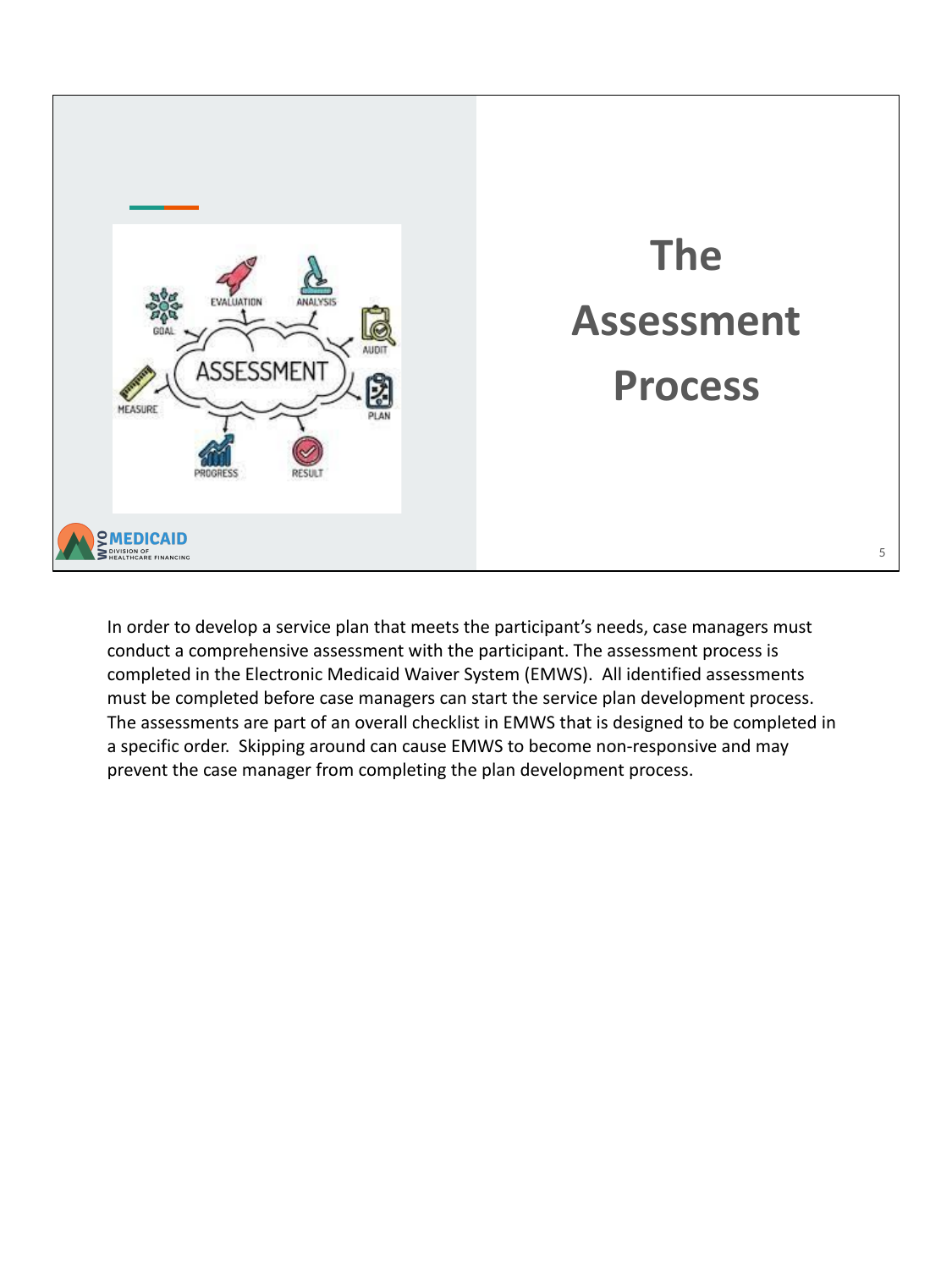# The Assessment Process

In order to develop a service plan that meets the participant's needs, case managers must conduct a comprehensive assessment with the participant. The assessment process is completed in the Electronic Medicaid Waiver System (EMWS). All identified assessments must be completed before case managers can start the service plan development process. The assessments are part of an overall checklist in EMWS that is designed to be completed in a specific order. Skipping around can cause EMWS to become non-responsive and may prevent the case manager from completing the plan development process.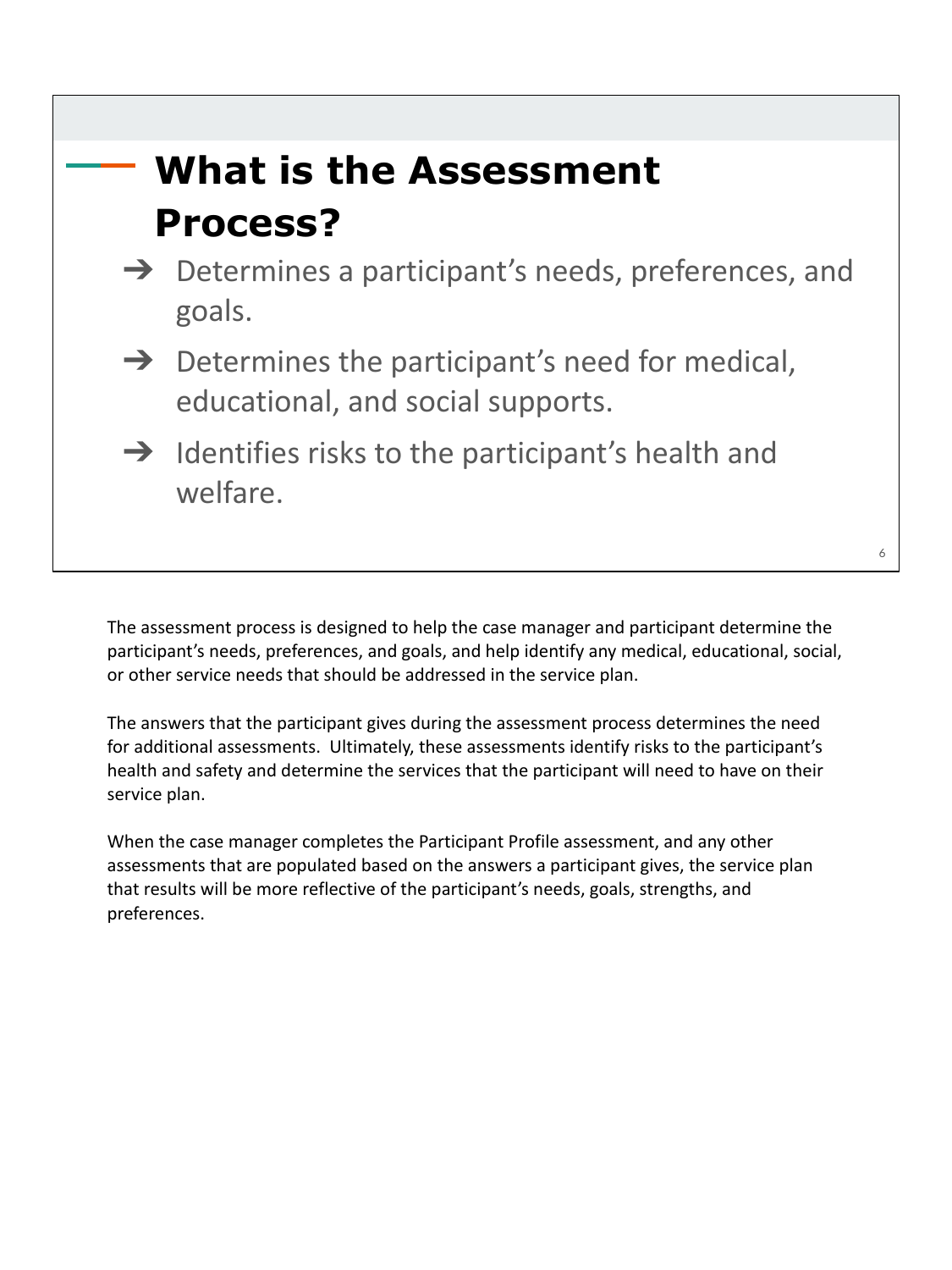## What is the Assessment Process?

- Determines a participant's needs, preferences, and goals.
- Determines the participant's need for medical, educational, and social supports.
- Identifies risks to the participant's health and welfare.

The assessment process is designed to help the case manager and participant determine the participant's needs, preferences, and goals, and help identify any medical, educational, social, or other service needs that should be addressed in the service plan.

The answers that the participant gives during the assessment process determines the need for additional assessments. Ultimately, these assessments identify risks to the participant's health and safety and determine the services that the participant will need to have on their service plan.

When the case manager completes the Participant Profile assessment, and any other assessments that are populated based on the answers a participant gives, the service plan that results will be more reflective of the participant's needs, goals, strengths, and preferences.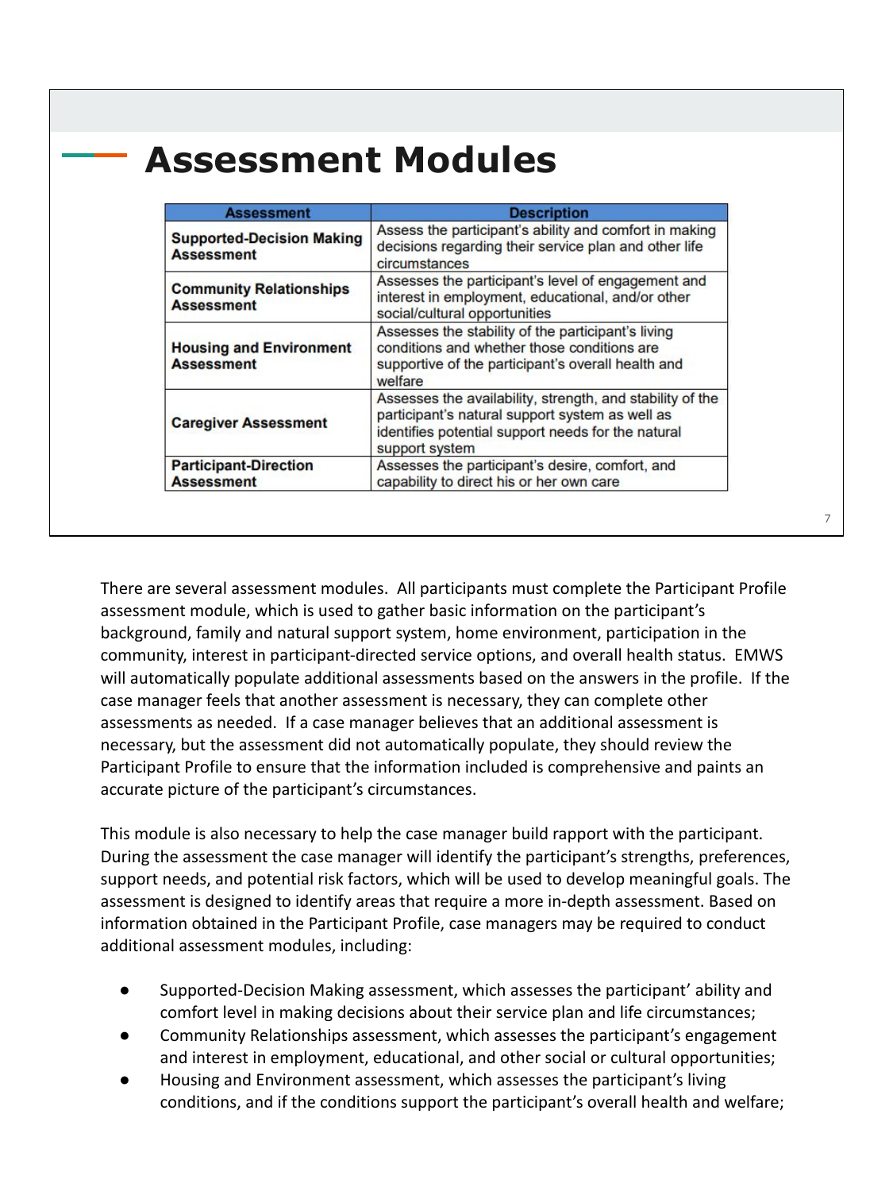## Assessment Modules

| Assessment | Description |
|---|---|
| **Supported-Decision Making Assessment** | Assess the participant's ability and comfort in making decisions regarding their service plan and other life circumstances |
| **Community Relationships Assessment** | Assesses the participant's level of engagement and interest in employment, educational, and/or other social/cultural opportunities |
| **Housing and Environment Assessment** | Assesses the stability of the participant's living conditions and whether those conditions are supportive of the participant's overall health and welfare |
| **Caregiver Assessment** | Assesses the availability, strength, and stability of the participant's natural support system as well as identifies potential support needs for the natural support system |
| **Participant-Direction Assessment** | Assesses the participant's desire, comfort, and capability to direct his or her own care |

There are several assessment modules. All participants must complete the Participant Profile assessment module, which is used to gather basic information on the participant's background, family and natural support system, home environment, participation in the community, interest in participant-directed service options, and overall health status. EMWS will automatically populate additional assessments based on the answers in the profile. If the case manager feels that another assessment is necessary, they can complete other assessments as needed. If a case manager believes that an additional assessment is necessary, but the assessment did not automatically populate, they should review the Participant Profile to ensure that the information included is comprehensive and paints an accurate picture of the participant's circumstances.

This module is also necessary to help the case manager build rapport with the participant. During the assessment the case manager will identify the participant's strengths, preferences, support needs, and potential risk factors, which will be used to develop meaningful goals. The assessment is designed to identify areas that require a more in-depth assessment. Based on information obtained in the Participant Profile, case managers may be required to conduct additional assessment modules, including:

- Supported-Decision Making assessment, which assesses the participant' ability and comfort level in making decisions about their service plan and life circumstances;
- Community Relationships assessment, which assesses the participant's engagement and interest in employment, educational, and other social or cultural opportunities;
- Housing and Environment assessment, which assesses the participant's living conditions, and if the conditions support the participant's overall health and welfare;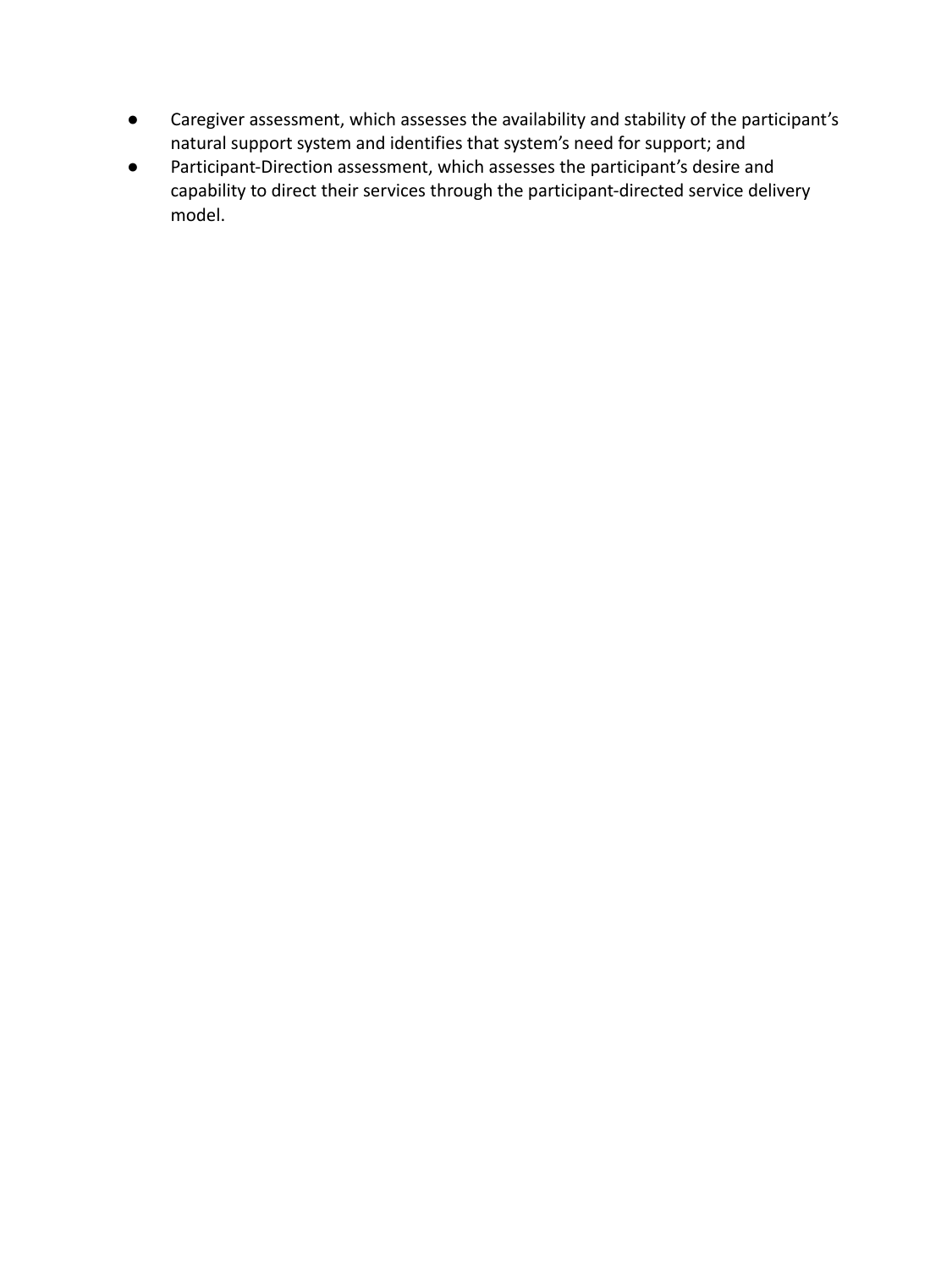- Caregiver assessment, which assesses the availability and stability of the participant's natural support system and identifies that system's need for support; and
- Participant-Direction assessment, which assesses the participant's desire and capability to direct their services through the participant-directed service delivery model.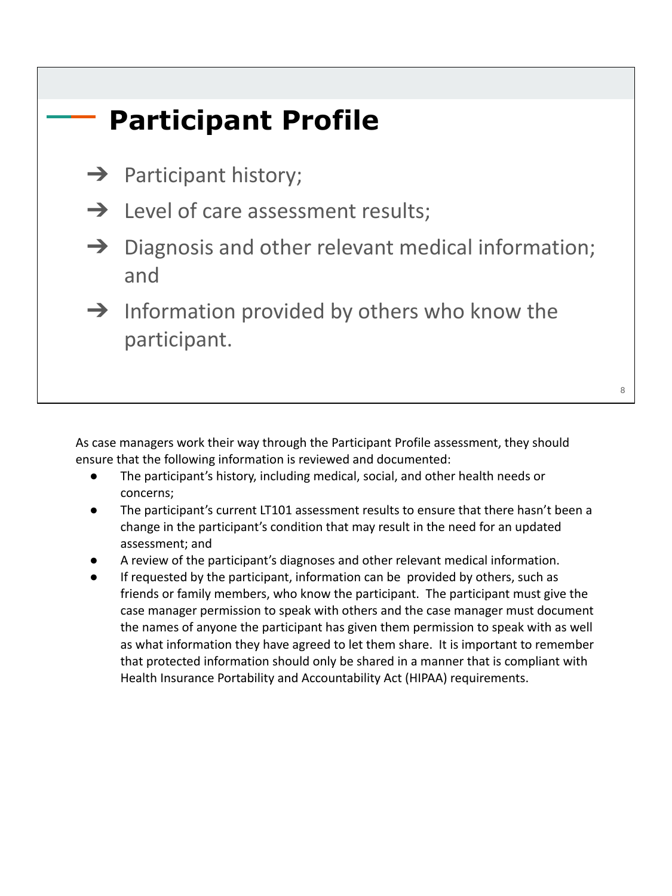# Participant Profile

- ➔ Participant history;
- ➔ Level of care assessment results;
- ➔ Diagnosis and other relevant medical information; and
- ➔ Information provided by others who know the participant.

As case managers work their way through the Participant Profile assessment, they should ensure that the following information is reviewed and documented:

- The participant's history, including medical, social, and other health needs or concerns;
- The participant's current LT101 assessment results to ensure that there hasn't been a change in the participant's condition that may result in the need for an updated assessment; and
- A review of the participant's diagnoses and other relevant medical information.
- If requested by the participant, information can be provided by others, such as friends or family members, who know the participant. The participant must give the case manager permission to speak with others and the case manager must document the names of anyone the participant has given them permission to speak with as well as what information they have agreed to let them share. It is important to remember that protected information should only be shared in a manner that is compliant with Health Insurance Portability and Accountability Act (HIPAA) requirements.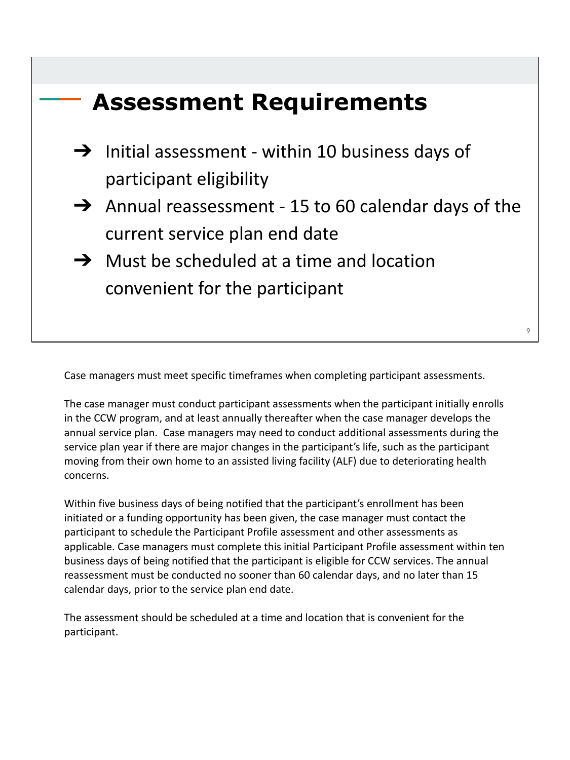## Assessment Requirements

- Initial assessment - within 10 business days of participant eligibility
- Annual reassessment - 15 to 60 calendar days of the current service plan end date
- Must be scheduled at a time and location convenient for the participant

Case managers must meet specific timeframes when completing participant assessments.

The case manager must conduct participant assessments when the participant initially enrolls in the CCW program, and at least annually thereafter when the case manager develops the annual service plan. Case managers may need to conduct additional assessments during the service plan year if there are major changes in the participant's life, such as the participant moving from their own home to an assisted living facility (ALF) due to deteriorating health concerns.

Within five business days of being notified that the participant's enrollment has been initiated or a funding opportunity has been given, the case manager must contact the participant to schedule the Participant Profile assessment and other assessments as applicable. Case managers must complete this initial Participant Profile assessment within ten business days of being notified that the participant is eligible for CCW services. The annual reassessment must be conducted no sooner than 60 calendar days, and no later than 15 calendar days, prior to the service plan end date.

The assessment should be scheduled at a time and location that is convenient for the participant.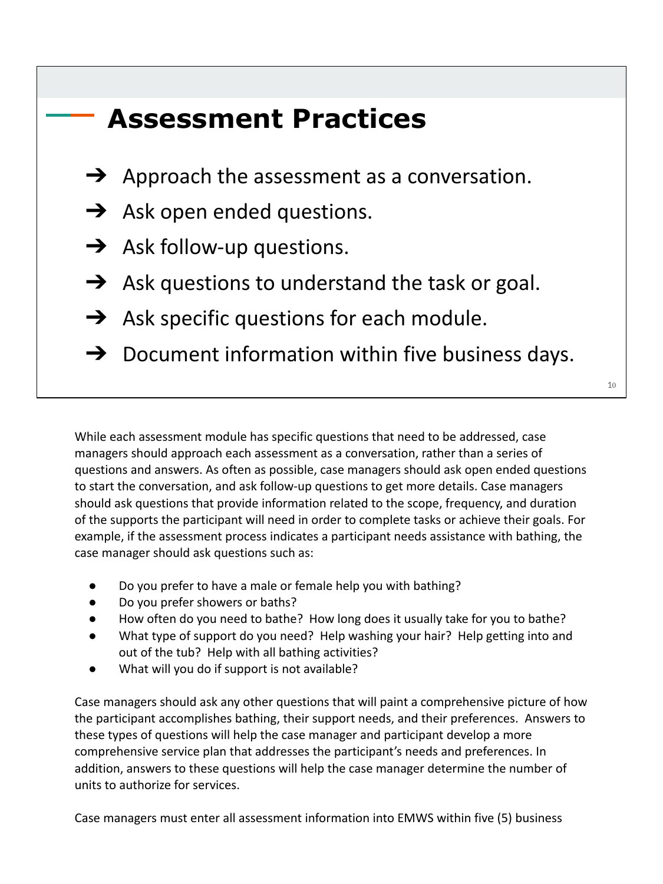## Assessment Practices

- ➔ Approach the assessment as a conversation.
- ➔ Ask open ended questions.
- ➔ Ask follow-up questions.
- ➔ Ask questions to understand the task or goal.
- ➔ Ask specific questions for each module.
- ➔ Document information within five business days.

While each assessment module has specific questions that need to be addressed, case managers should approach each assessment as a conversation, rather than a series of questions and answers. As often as possible, case managers should ask open ended questions to start the conversation, and ask follow-up questions to get more details. Case managers should ask questions that provide information related to the scope, frequency, and duration of the supports the participant will need in order to complete tasks or achieve their goals. For example, if the assessment process indicates a participant needs assistance with bathing, the case manager should ask questions such as:

- Do you prefer to have a male or female help you with bathing?
- Do you prefer showers or baths?
- How often do you need to bathe? How long does it usually take for you to bathe?
- What type of support do you need? Help washing your hair? Help getting into and out of the tub? Help with all bathing activities?
- What will you do if support is not available?

Case managers should ask any other questions that will paint a comprehensive picture of how the participant accomplishes bathing, their support needs, and their preferences. Answers to these types of questions will help the case manager and participant develop a more comprehensive service plan that addresses the participant's needs and preferences. In addition, answers to these questions will help the case manager determine the number of units to authorize for services.

Case managers must enter all assessment information into EMWS within five (5) business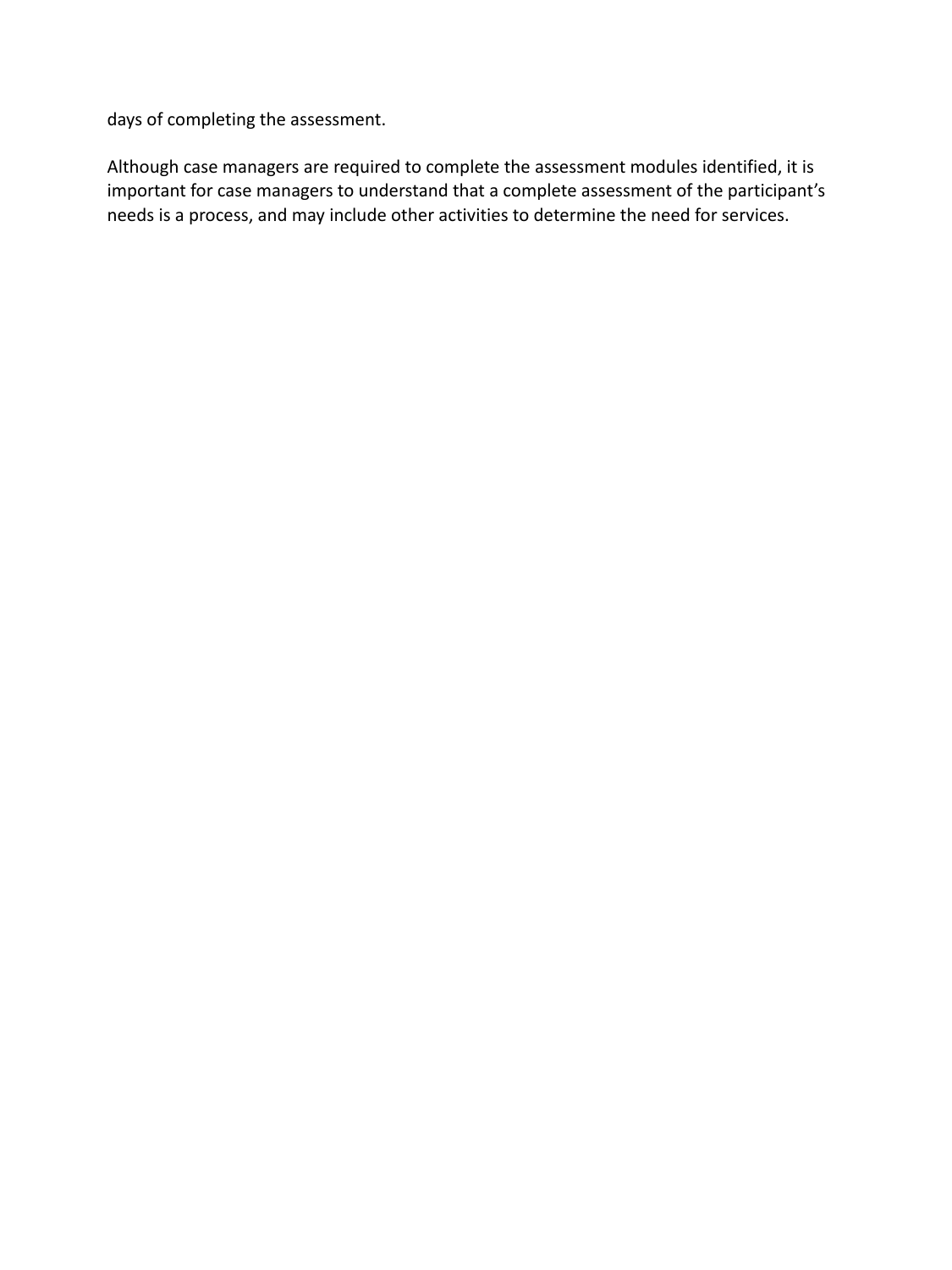days of completing the assessment.

Although case managers are required to complete the assessment modules identified, it is important for case managers to understand that a complete assessment of the participant's needs is a process, and may include other activities to determine the need for services.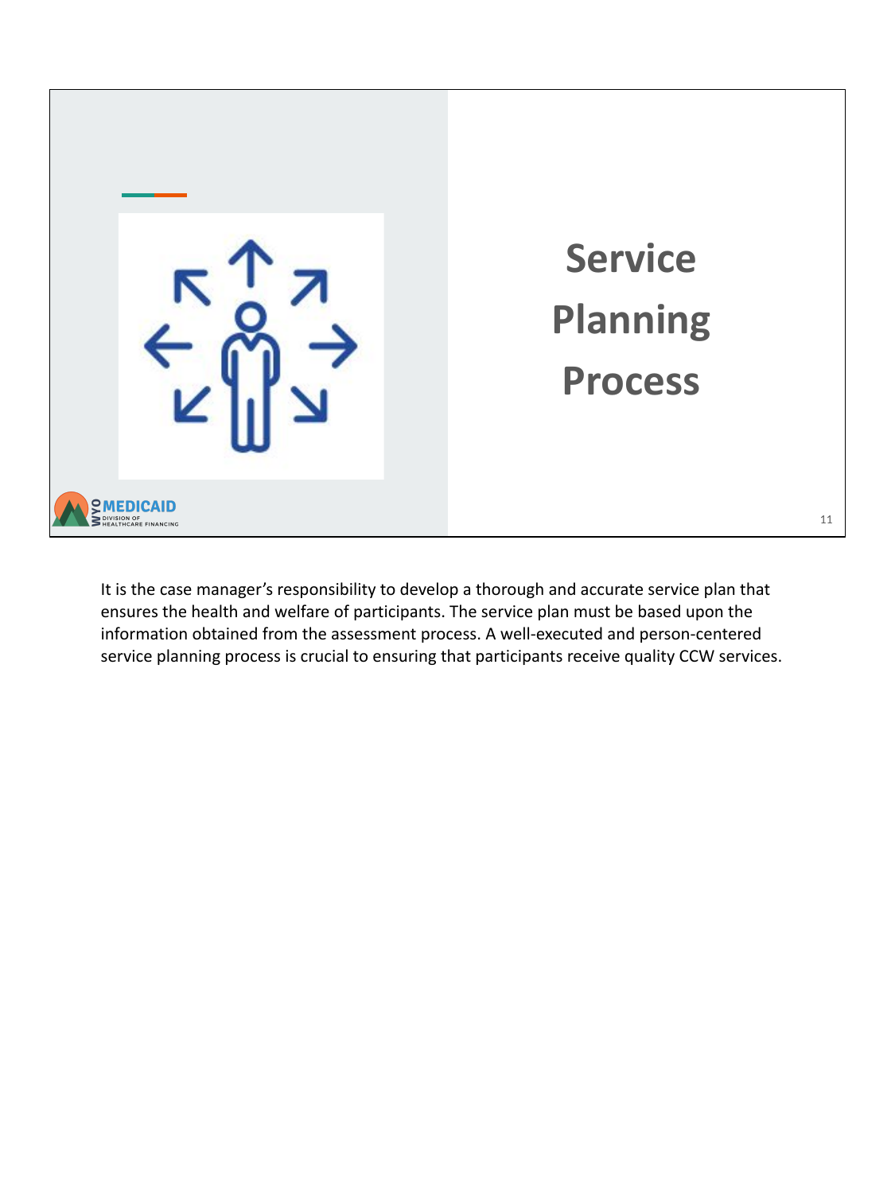# Service Planning Process

It is the case manager's responsibility to develop a thorough and accurate service plan that ensures the health and welfare of participants. The service plan must be based upon the information obtained from the assessment process. A well-executed and person-centered service planning process is crucial to ensuring that participants receive quality CCW services.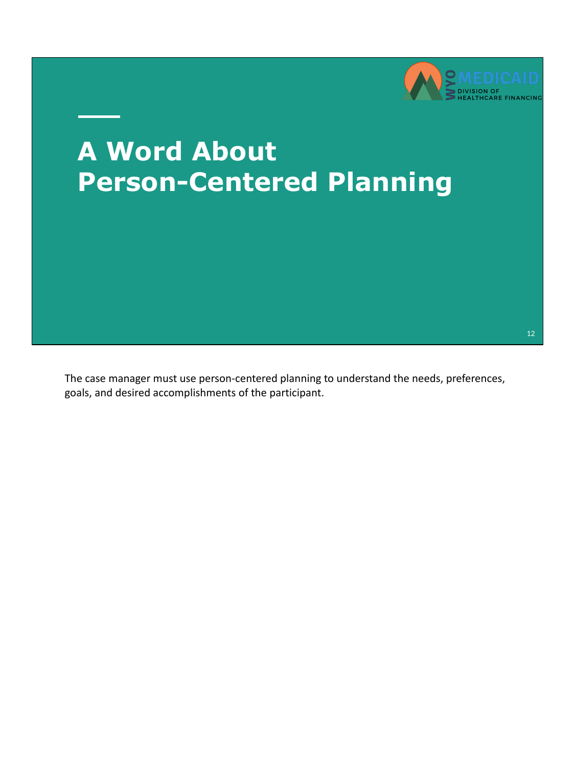# A Word About Person-Centered Planning

The case manager must use person-centered planning to understand the needs, preferences, goals, and desired accomplishments of the participant.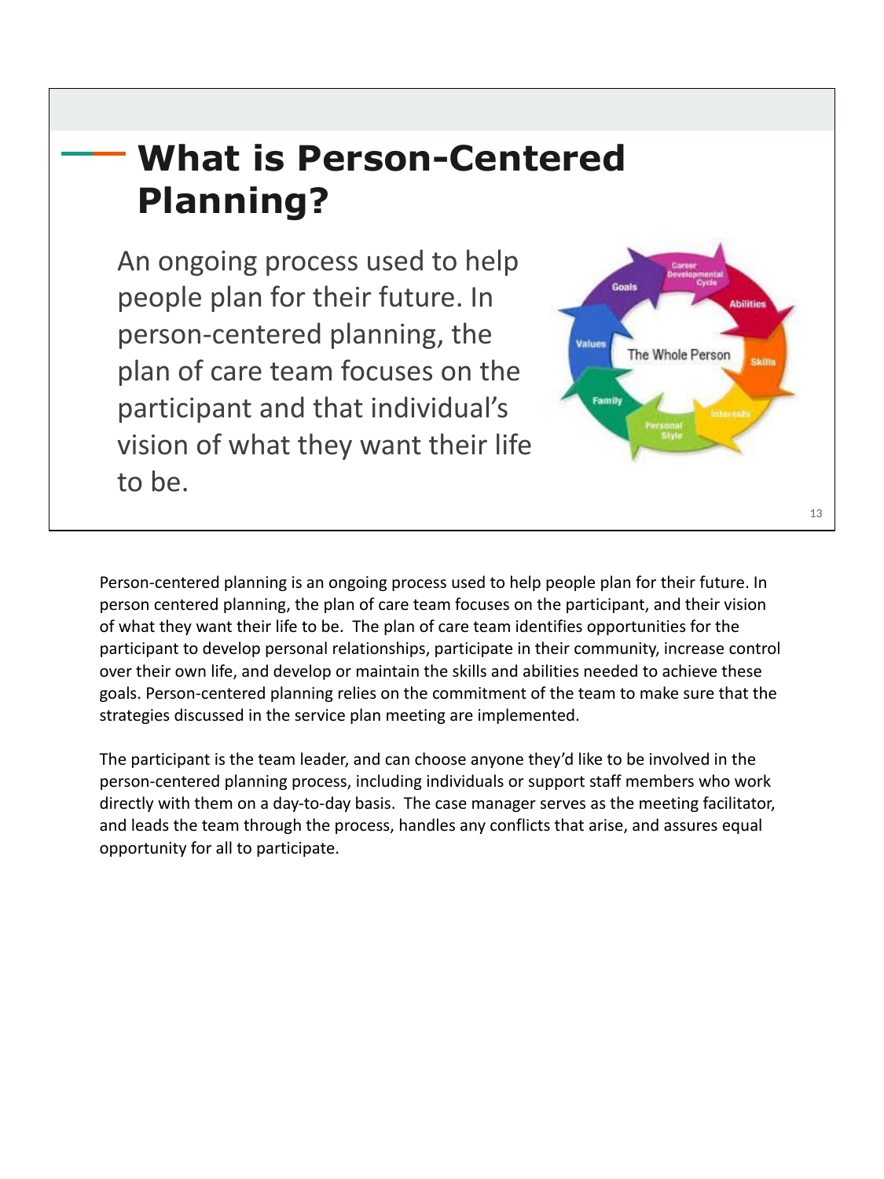# What is Person-Centered Planning?

An ongoing process used to help people plan for their future. In person-centered planning, the plan of care team focuses on the participant and that individual's vision of what they want their life to be.

Career Developmental Cycle
Abilities
Skills
Interests
Personal Style
Family
Values
Goals
The Whole Person

Person-centered planning is an ongoing process used to help people plan for their future. In person centered planning, the plan of care team focuses on the participant, and their vision of what they want their life to be. The plan of care team identifies opportunities for the participant to develop personal relationships, participate in their community, increase control over their own life, and develop or maintain the skills and abilities needed to achieve these goals. Person-centered planning relies on the commitment of the team to make sure that the strategies discussed in the service plan meeting are implemented.

The participant is the team leader, and can choose anyone they'd like to be involved in the person-centered planning process, including individuals or support staff members who work directly with them on a day-to-day basis. The case manager serves as the meeting facilitator, and leads the team through the process, handles any conflicts that arise, and assures equal opportunity for all to participate.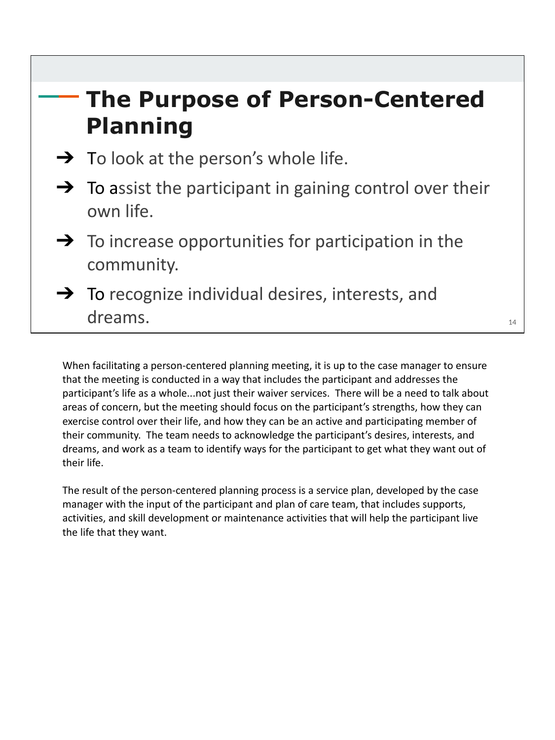# The Purpose of Person-Centered Planning

- To look at the person's whole life.
- To assist the participant in gaining control over their own life.
- To increase opportunities for participation in the community.
- To recognize individual desires, interests, and dreams.

When facilitating a person-centered planning meeting, it is up to the case manager to ensure that the meeting is conducted in a way that includes the participant and addresses the participant's life as a whole...not just their waiver services. There will be a need to talk about areas of concern, but the meeting should focus on the participant's strengths, how they can exercise control over their life, and how they can be an active and participating member of their community. The team needs to acknowledge the participant's desires, interests, and dreams, and work as a team to identify ways for the participant to get what they want out of their life.

The result of the person-centered planning process is a service plan, developed by the case manager with the input of the participant and plan of care team, that includes supports, activities, and skill development or maintenance activities that will help the participant live the life that they want.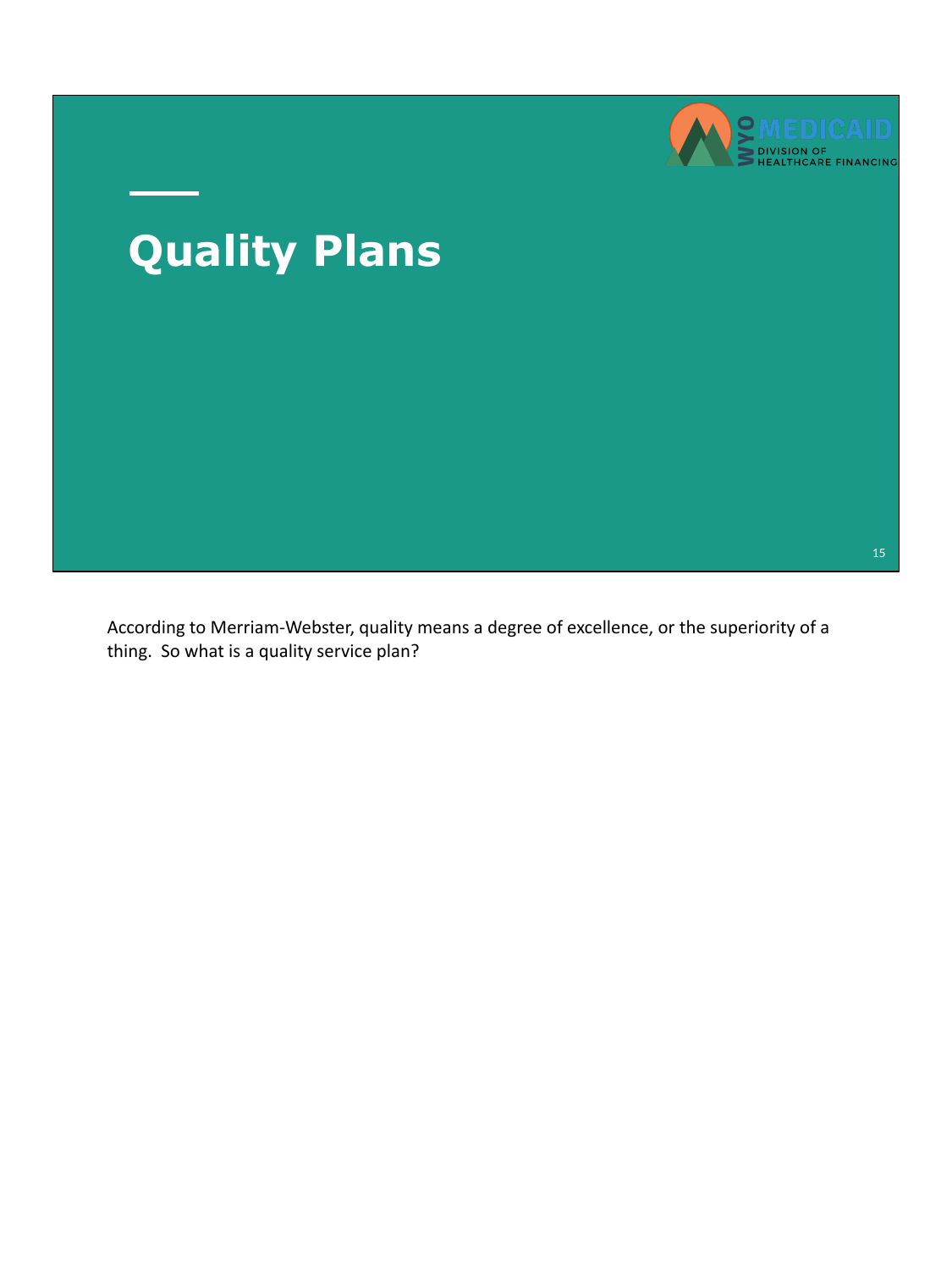# Quality Plans

According to Merriam-Webster, quality means a degree of excellence, or the superiority of a thing. So what is a quality service plan?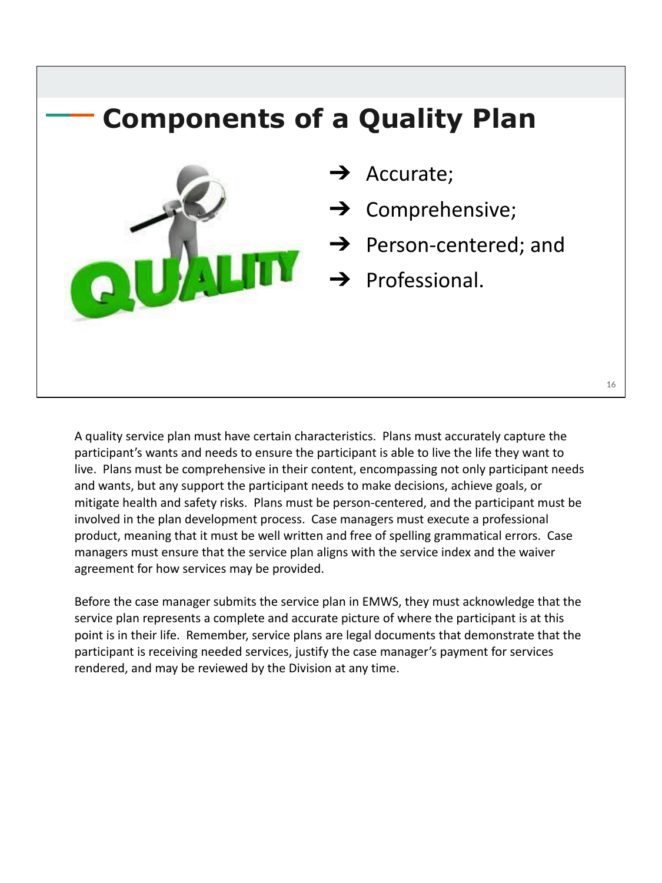## Components of a Quality Plan

- Accurate;
- Comprehensive;
- Person-centered; and
- Professional.

A quality service plan must have certain characteristics. Plans must accurately capture the participant's wants and needs to ensure the participant is able to live the life they want to live. Plans must be comprehensive in their content, encompassing not only participant needs and wants, but any support the participant needs to make decisions, achieve goals, or mitigate health and safety risks. Plans must be person-centered, and the participant must be involved in the plan development process. Case managers must execute a professional product, meaning that it must be well written and free of spelling grammatical errors. Case managers must ensure that the service plan aligns with the service index and the waiver agreement for how services may be provided.

Before the case manager submits the service plan in EMWS, they must acknowledge that the service plan represents a complete and accurate picture of where the participant is at this point is in their life. Remember, service plans are legal documents that demonstrate that the participant is receiving needed services, justify the case manager's payment for services rendered, and may be reviewed by the Division at any time.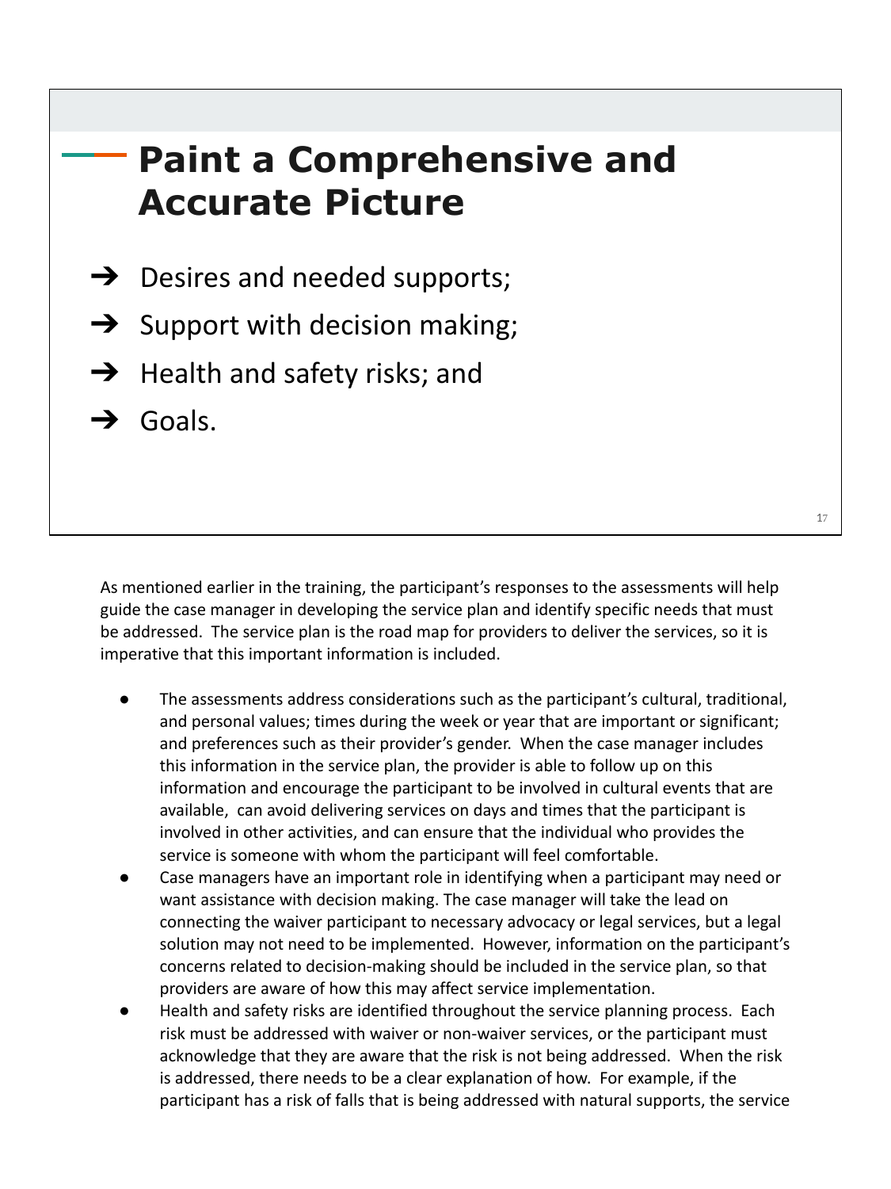## Paint a Comprehensive and Accurate Picture

- Desires and needed supports;
- Support with decision making;
- Health and safety risks; and
- Goals.

As mentioned earlier in the training, the participant's responses to the assessments will help guide the case manager in developing the service plan and identify specific needs that must be addressed. The service plan is the road map for providers to deliver the services, so it is imperative that this important information is included.

- The assessments address considerations such as the participant's cultural, traditional, and personal values; times during the week or year that are important or significant; and preferences such as their provider's gender. When the case manager includes this information in the service plan, the provider is able to follow up on this information and encourage the participant to be involved in cultural events that are available, can avoid delivering services on days and times that the participant is involved in other activities, and can ensure that the individual who provides the service is someone with whom the participant will feel comfortable.
- Case managers have an important role in identifying when a participant may need or want assistance with decision making. The case manager will take the lead on connecting the waiver participant to necessary advocacy or legal services, but a legal solution may not need to be implemented. However, information on the participant's concerns related to decision-making should be included in the service plan, so that providers are aware of how this may affect service implementation.
- Health and safety risks are identified throughout the service planning process. Each risk must be addressed with waiver or non-waiver services, or the participant must acknowledge that they are aware that the risk is not being addressed. When the risk is addressed, there needs to be a clear explanation of how. For example, if the participant has a risk of falls that is being addressed with natural supports, the service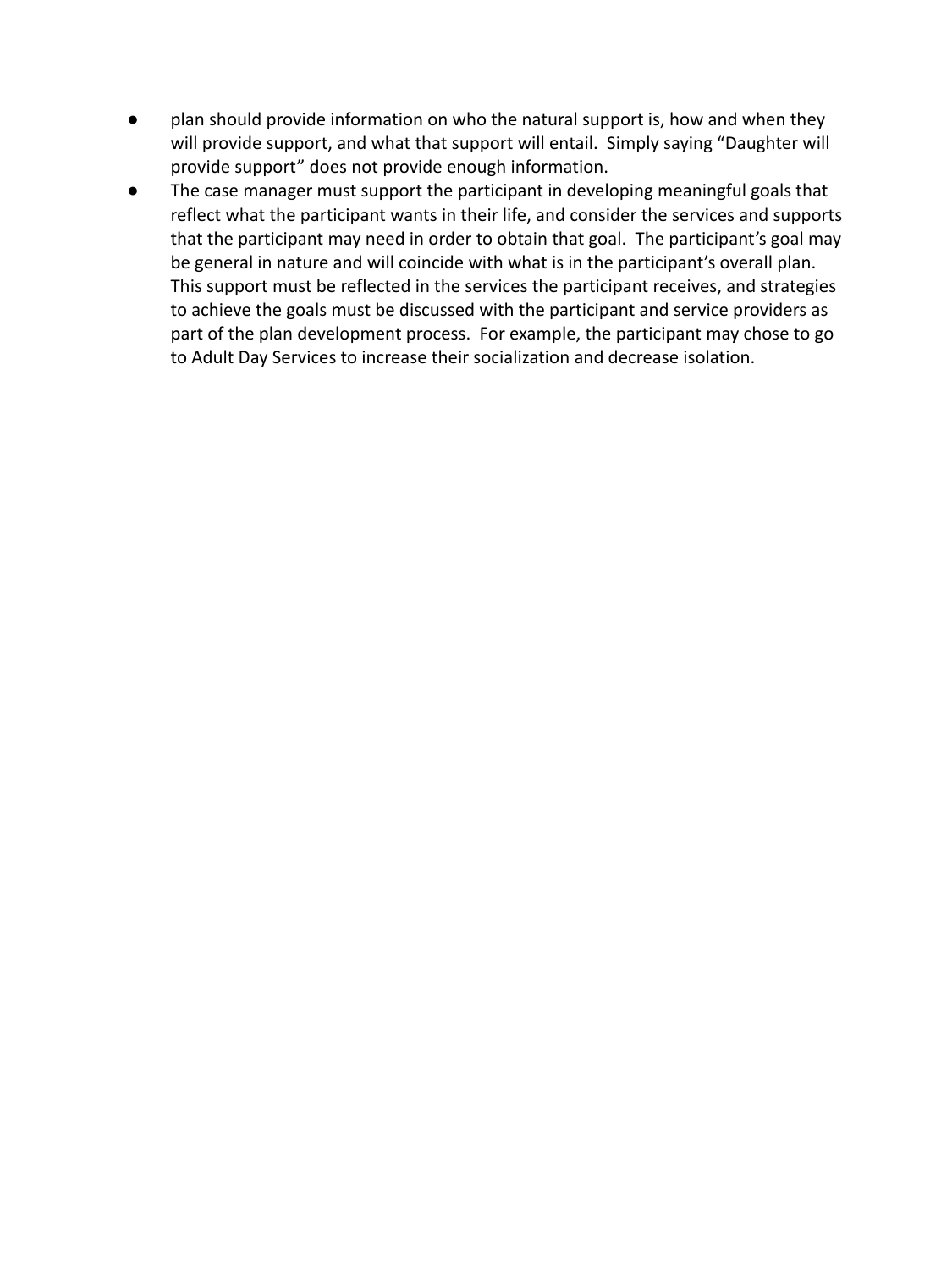- plan should provide information on who the natural support is, how and when they will provide support, and what that support will entail. Simply saying "Daughter will provide support" does not provide enough information.
- The case manager must support the participant in developing meaningful goals that reflect what the participant wants in their life, and consider the services and supports that the participant may need in order to obtain that goal. The participant's goal may be general in nature and will coincide with what is in the participant's overall plan. This support must be reflected in the services the participant receives, and strategies to achieve the goals must be discussed with the participant and service providers as part of the plan development process. For example, the participant may chose to go to Adult Day Services to increase their socialization and decrease isolation.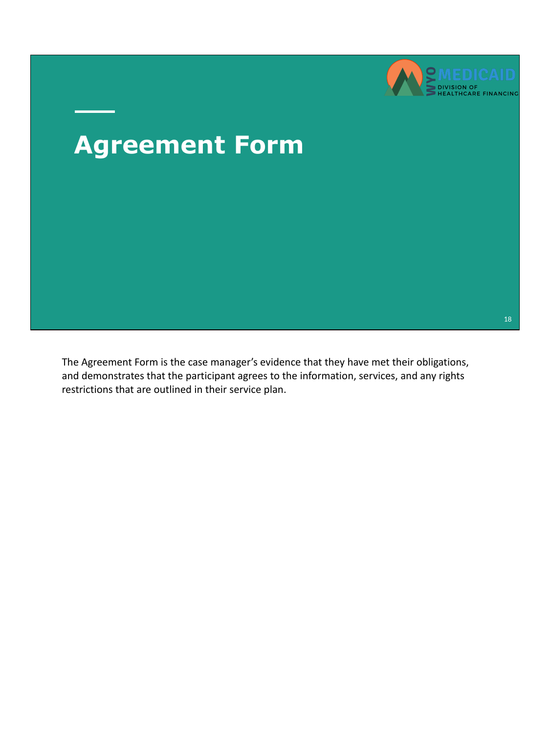# Agreement Form

The Agreement Form is the case manager's evidence that they have met their obligations, and demonstrates that the participant agrees to the information, services, and any rights restrictions that are outlined in their service plan.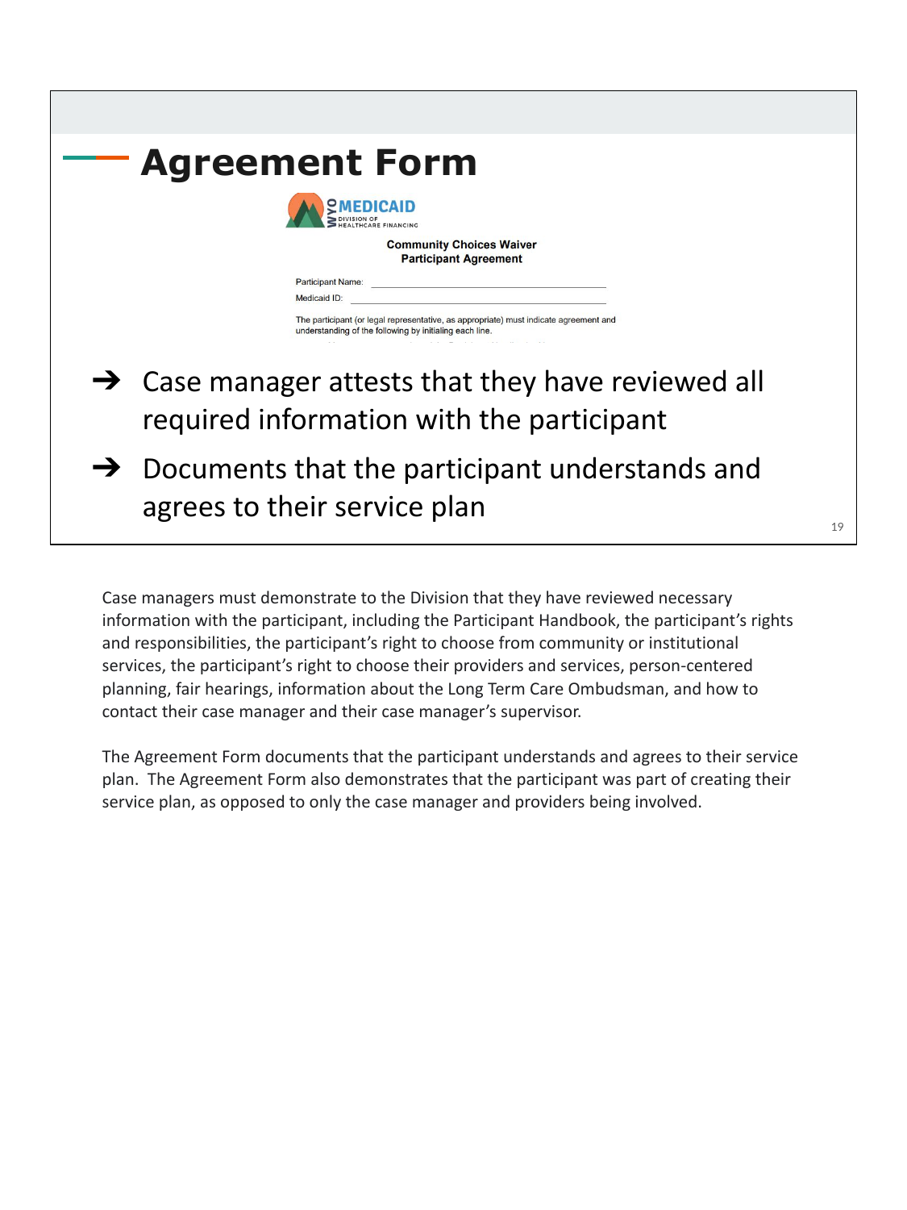# Agreement Form

MEDICAID
WYO DIVISION OF HEALTHCARE FINANCING

**Community Choices Waiver**
**Participant Agreement**

Participant Name: ______________________

Medicaid ID: ______________________

The participant (or legal representative, as appropriate) must indicate agreement and understanding of the following by initialing each line.

- ➔ Case manager attests that they have reviewed all required information with the participant
- ➔ Documents that the participant understands and agrees to their service plan

Case managers must demonstrate to the Division that they have reviewed necessary information with the participant, including the Participant Handbook, the participant's rights and responsibilities, the participant's right to choose from community or institutional services, the participant's right to choose their providers and services, person-centered planning, fair hearings, information about the Long Term Care Ombudsman, and how to contact their case manager and their case manager's supervisor.

The Agreement Form documents that the participant understands and agrees to their service plan. The Agreement Form also demonstrates that the participant was part of creating their service plan, as opposed to only the case manager and providers being involved.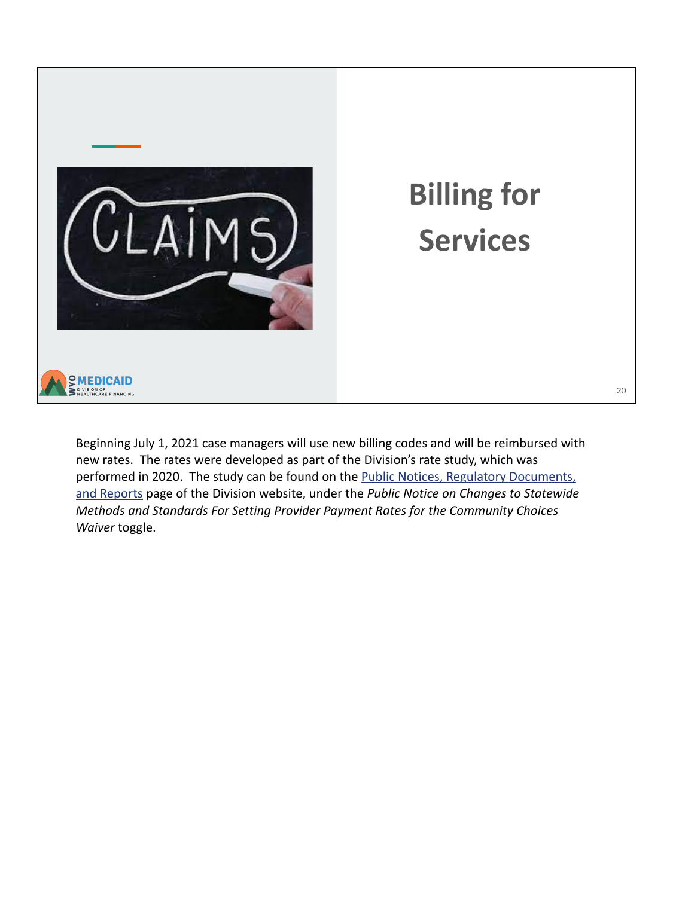# Billing for Services

Beginning July 1, 2021 case managers will use new billing codes and will be reimbursed with new rates. The rates were developed as part of the Division's rate study, which was performed in 2020. The study can be found on the Public Notices, Regulatory Documents, and Reports page of the Division website, under the *Public Notice on Changes to Statewide Methods and Standards For Setting Provider Payment Rates for the Community Choices Waiver* toggle.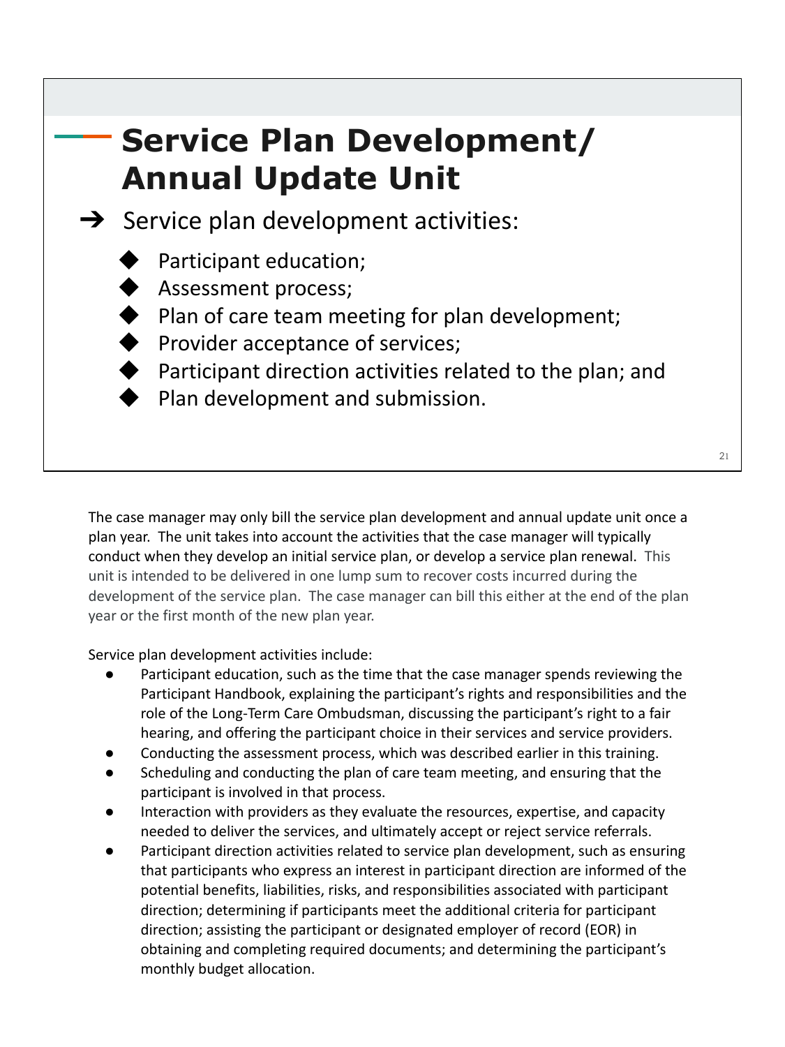## Service Plan Development/ Annual Update Unit

- ➔ Service plan development activities:
  - Participant education;
  - Assessment process;
  - Plan of care team meeting for plan development;
  - Provider acceptance of services;
  - Participant direction activities related to the plan; and
  - Plan development and submission.

The case manager may only bill the service plan development and annual update unit once a plan year. The unit takes into account the activities that the case manager will typically conduct when they develop an initial service plan, or develop a service plan renewal. This unit is intended to be delivered in one lump sum to recover costs incurred during the development of the service plan. The case manager can bill this either at the end of the plan year or the first month of the new plan year.

Service plan development activities include:

- Participant education, such as the time that the case manager spends reviewing the Participant Handbook, explaining the participant's rights and responsibilities and the role of the Long-Term Care Ombudsman, discussing the participant's right to a fair hearing, and offering the participant choice in their services and service providers.
- Conducting the assessment process, which was described earlier in this training.
- Scheduling and conducting the plan of care team meeting, and ensuring that the participant is involved in that process.
- Interaction with providers as they evaluate the resources, expertise, and capacity needed to deliver the services, and ultimately accept or reject service referrals.
- Participant direction activities related to service plan development, such as ensuring that participants who express an interest in participant direction are informed of the potential benefits, liabilities, risks, and responsibilities associated with participant direction; determining if participants meet the additional criteria for participant direction; assisting the participant or designated employer of record (EOR) in obtaining and completing required documents; and determining the participant's monthly budget allocation.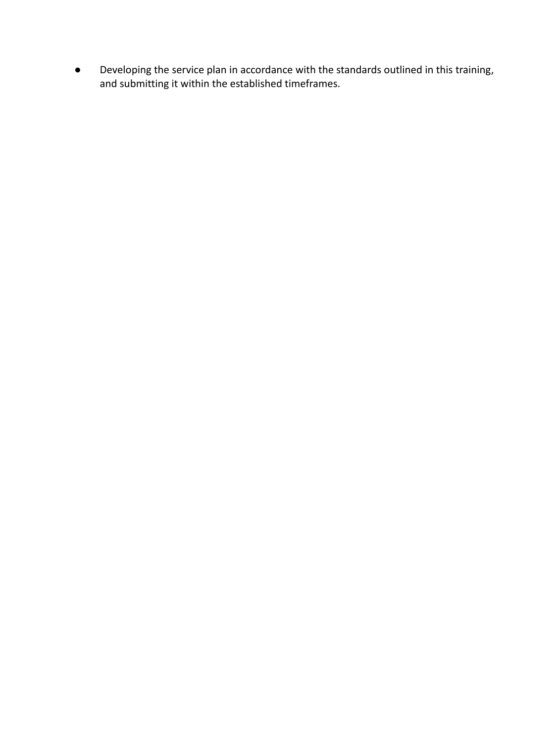- Developing the service plan in accordance with the standards outlined in this training, and submitting it within the established timeframes.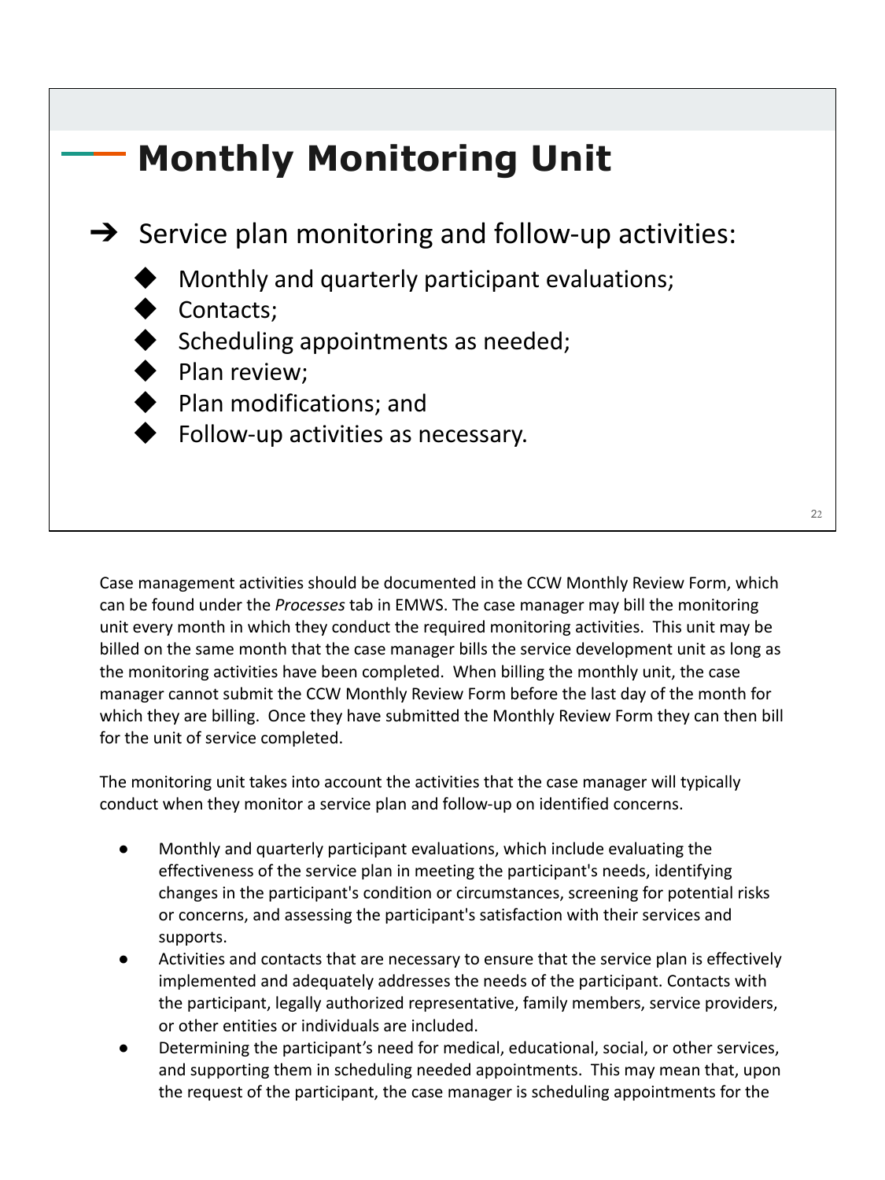## Monthly Monitoring Unit

- Service plan monitoring and follow-up activities:
  - Monthly and quarterly participant evaluations;
  - Contacts;
  - Scheduling appointments as needed;
  - Plan review;
  - Plan modifications; and
  - Follow-up activities as necessary.

Case management activities should be documented in the CCW Monthly Review Form, which can be found under the *Processes* tab in EMWS. The case manager may bill the monitoring unit every month in which they conduct the required monitoring activities. This unit may be billed on the same month that the case manager bills the service development unit as long as the monitoring activities have been completed. When billing the monthly unit, the case manager cannot submit the CCW Monthly Review Form before the last day of the month for which they are billing. Once they have submitted the Monthly Review Form they can then bill for the unit of service completed.

The monitoring unit takes into account the activities that the case manager will typically conduct when they monitor a service plan and follow-up on identified concerns.

- Monthly and quarterly participant evaluations, which include evaluating the effectiveness of the service plan in meeting the participant's needs, identifying changes in the participant's condition or circumstances, screening for potential risks or concerns, and assessing the participant's satisfaction with their services and supports.
- Activities and contacts that are necessary to ensure that the service plan is effectively implemented and adequately addresses the needs of the participant. Contacts with the participant, legally authorized representative, family members, service providers, or other entities or individuals are included.
- Determining the participant's need for medical, educational, social, or other services, and supporting them in scheduling needed appointments. This may mean that, upon the request of the participant, the case manager is scheduling appointments for the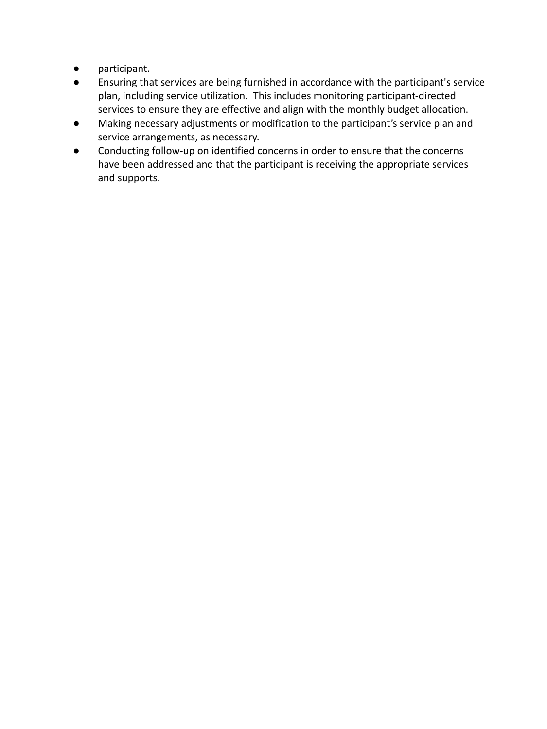- participant.
- Ensuring that services are being furnished in accordance with the participant's service plan, including service utilization. This includes monitoring participant-directed services to ensure they are effective and align with the monthly budget allocation.
- Making necessary adjustments or modification to the participant's service plan and service arrangements, as necessary.
- Conducting follow-up on identified concerns in order to ensure that the concerns have been addressed and that the participant is receiving the appropriate services and supports.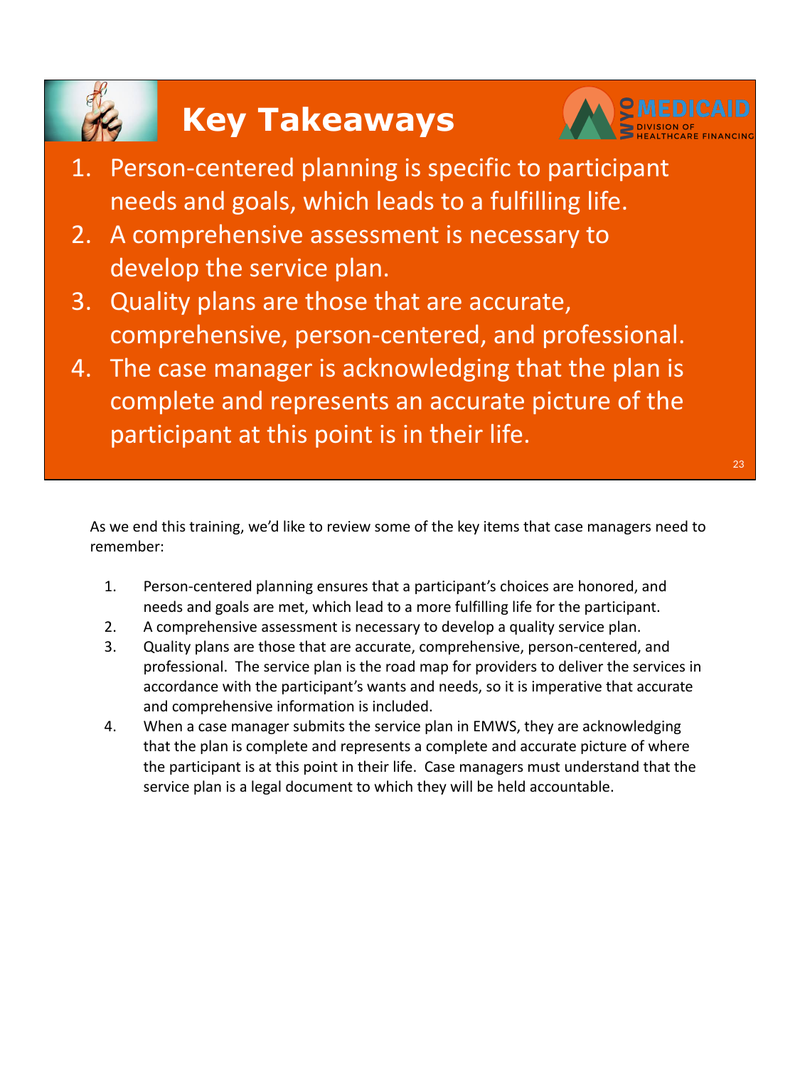# Key Takeaways

WYO MEDICAID
DIVISION OF HEALTHCARE FINANCING

1. Person-centered planning is specific to participant needs and goals, which leads to a fulfilling life.
2. A comprehensive assessment is necessary to develop the service plan.
3. Quality plans are those that are accurate, comprehensive, person-centered, and professional.
4. The case manager is acknowledging that the plan is complete and represents an accurate picture of the participant at this point is in their life.

As we end this training, we'd like to review some of the key items that case managers need to remember:

1. Person-centered planning ensures that a participant's choices are honored, and needs and goals are met, which lead to a more fulfilling life for the participant.
2. A comprehensive assessment is necessary to develop a quality service plan.
3. Quality plans are those that are accurate, comprehensive, person-centered, and professional. The service plan is the road map for providers to deliver the services in accordance with the participant's wants and needs, so it is imperative that accurate and comprehensive information is included.
4. When a case manager submits the service plan in EMWS, they are acknowledging that the plan is complete and represents a complete and accurate picture of where the participant is at this point in their life. Case managers must understand that the service plan is a legal document to which they will be held accountable.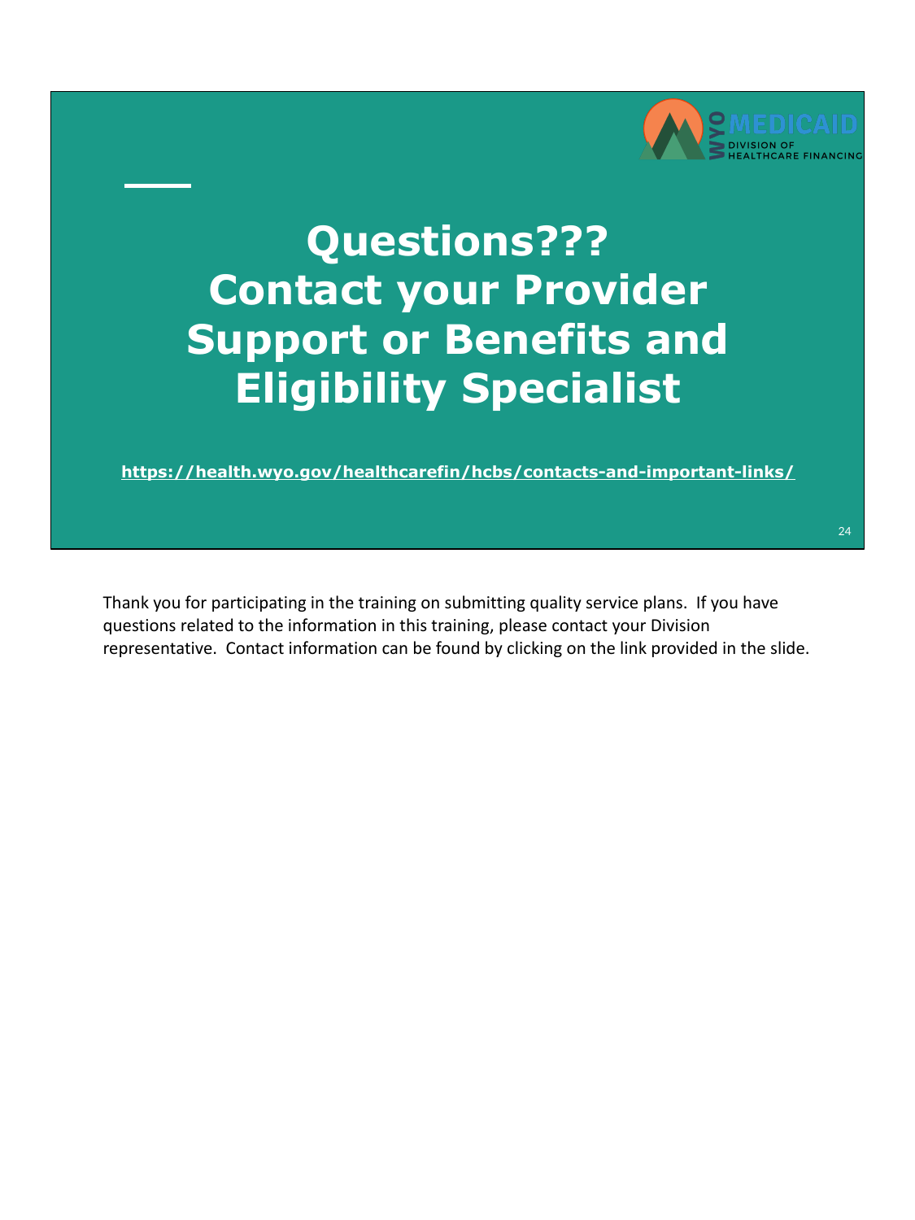# Questions??? Contact your Provider Support or Benefits and Eligibility Specialist

**https://health.wyo.gov/healthcarefin/hcbs/contacts-and-important-links/**

Thank you for participating in the training on submitting quality service plans. If you have questions related to the information in this training, please contact your Division representative. Contact information can be found by clicking on the link provided in the slide.